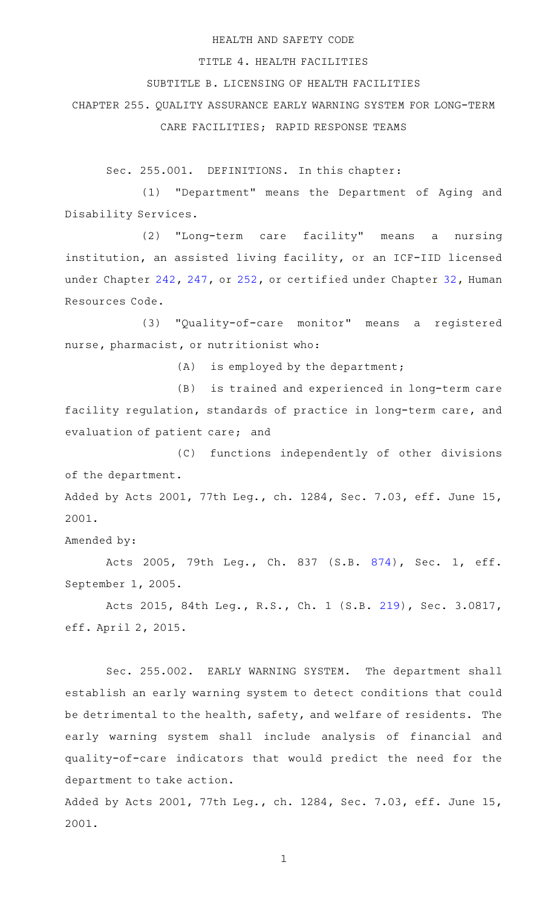HEALTH AND SAFETY CODE

TITLE 4. HEALTH FACILITIES

SUBTITLE B. LICENSING OF HEALTH FACILITIES

CHAPTER 255. QUALITY ASSURANCE EARLY WARNING SYSTEM FOR LONG-TERM CARE FACILITIES; RAPID RESPONSE TEAMS

Sec. 255.001. DEFINITIONS. In this chapter:

(1) "Department" means the Department of Aging and Disability Services.

(2) "Long-term care facility" means a nursing institution, an assisted living facility, or an ICF-IID licensed under Chapter 242, 247, or 252, or certified under Chapter 32, Human Resources Code.

(3) "Quality-of-care monitor" means a registered nurse, pharmacist, or nutritionist who:

(A) is employed by the department;

(B) is trained and experienced in long-term care facility regulation, standards of practice in long-term care, and evaluation of patient care; and

(C) functions independently of other divisions of the department.

Added by Acts 2001, 77th Leg., ch. 1284, Sec. 7.03, eff. June 15, 2001.

Amended by:

Acts 2005, 79th Leg., Ch. 837 (S.B. 874), Sec. 1, eff. September 1, 2005.

Acts 2015, 84th Leg., R.S., Ch. 1 (S.B. 219), Sec. 3.0817, eff. April 2, 2015.

Sec. 255.002. EARLY WARNING SYSTEM. The department shall establish an early warning system to detect conditions that could be detrimental to the health, safety, and welfare of residents. The early warning system shall include analysis of financial and quality-of-care indicators that would predict the need for the department to take action.

Added by Acts 2001, 77th Leg., ch. 1284, Sec. 7.03, eff. June 15, 2001.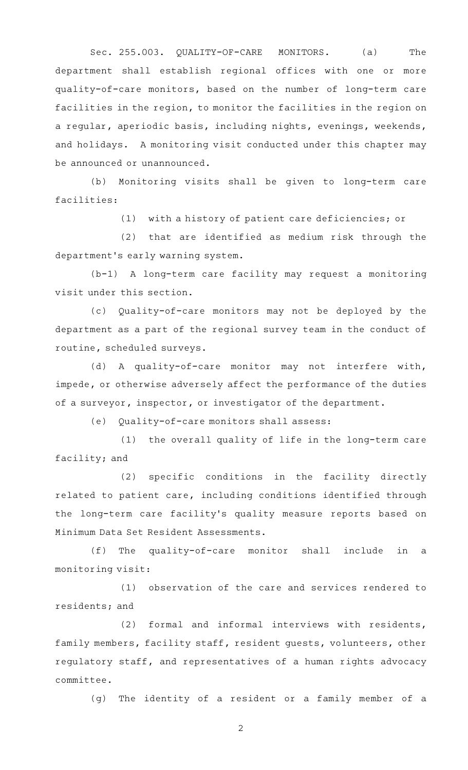Sec. 255.003. QUALITY-OF-CARE MONITORS. (a) The department shall establish regional offices with one or more quality-of-care monitors, based on the number of long-term care facilities in the region, to monitor the facilities in the region on a regular, aperiodic basis, including nights, evenings, weekends, and holidays. A monitoring visit conducted under this chapter may be announced or unannounced.

(b) Monitoring visits shall be given to long-term care facilities:

(1) with a history of patient care deficiencies; or

(2) that are identified as medium risk through the department's early warning system.

(b-1) A long-term care facility may request a monitoring visit under this section.

(c) Quality-of-care monitors may not be deployed by the department as a part of the regional survey team in the conduct of routine, scheduled surveys.

(d) A quality-of-care monitor may not interfere with, impede, or otherwise adversely affect the performance of the duties of a surveyor, inspector, or investigator of the department.

(e) Quality-of-care monitors shall assess:

(1) the overall quality of life in the long-term care facility; and

(2) specific conditions in the facility directly related to patient care, including conditions identified through the long-term care facility's quality measure reports based on Minimum Data Set Resident Assessments.

(f) The quality-of-care monitor shall include in a monitoring visit:

(1) observation of the care and services rendered to residents; and

(2) formal and informal interviews with residents, family members, facility staff, resident guests, volunteers, other regulatory staff, and representatives of a human rights advocacy committee.

(g) The identity of a resident or a family member of a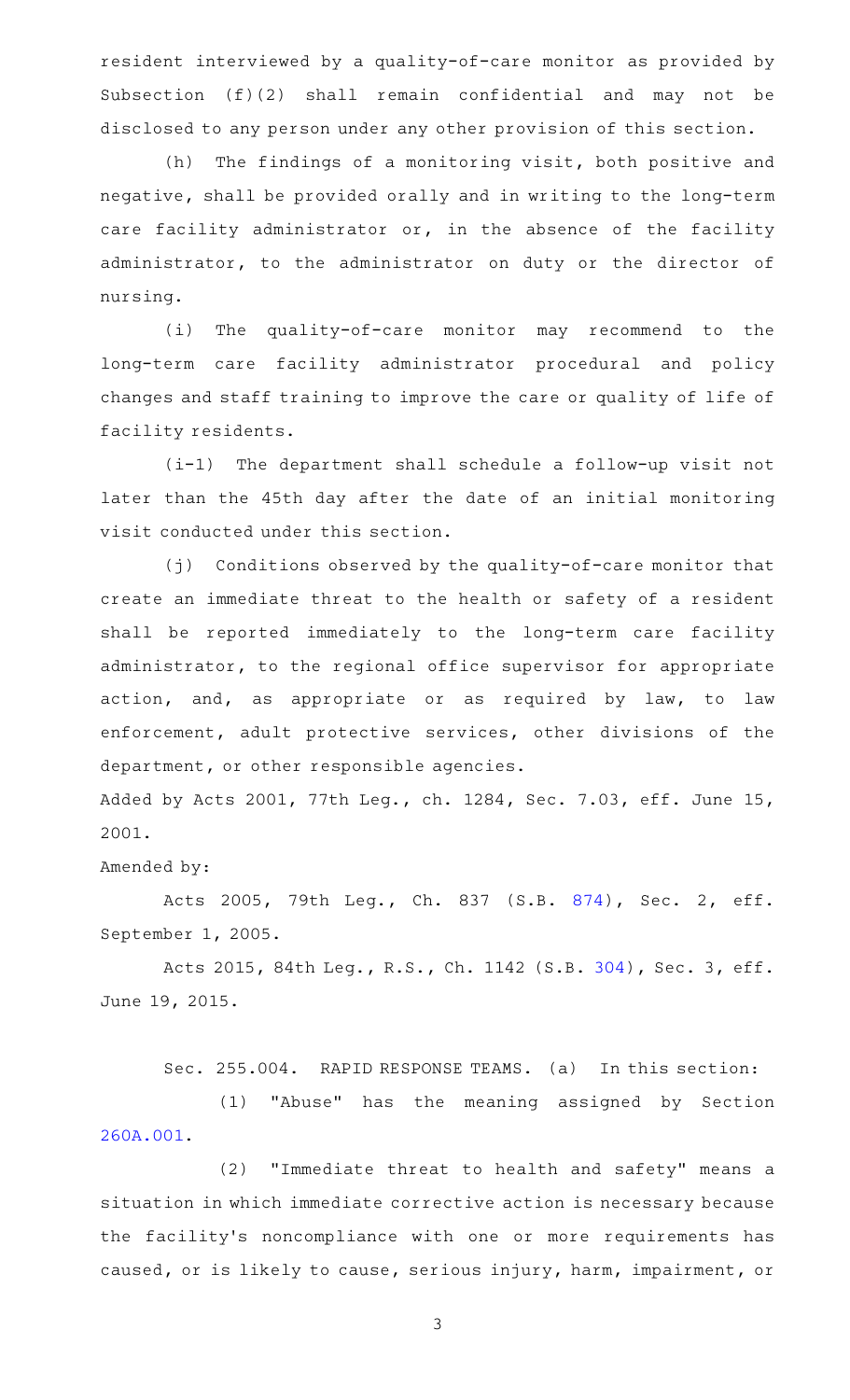resident interviewed by a quality-of-care monitor as provided by Subsection (f)(2) shall remain confidential and may not be disclosed to any person under any other provision of this section.

(h) The findings of a monitoring visit, both positive and negative, shall be provided orally and in writing to the long-term care facility administrator or, in the absence of the facility administrator, to the administrator on duty or the director of nursing.

(i) The quality-of-care monitor may recommend to the long-term care facility administrator procedural and policy changes and staff training to improve the care or quality of life of facility residents.

(i-1) The department shall schedule a follow-up visit not later than the 45th day after the date of an initial monitoring visit conducted under this section.

(j) Conditions observed by the quality-of-care monitor that create an immediate threat to the health or safety of a resident shall be reported immediately to the long-term care facility administrator, to the regional office supervisor for appropriate action, and, as appropriate or as required by law, to law enforcement, adult protective services, other divisions of the department, or other responsible agencies.

Added by Acts 2001, 77th Leg., ch. 1284, Sec. 7.03, eff. June 15, 2001.

Amended by:

Acts 2005, 79th Leg., Ch. 837 (S.B. 874), Sec. 2, eff. September 1, 2005.

Acts 2015, 84th Leg., R.S., Ch. 1142 (S.B. 304), Sec. 3, eff. June 19, 2015.

Sec. 255.004. RAPID RESPONSE TEAMS. (a) In this section:

(1) "Abuse" has the meaning assigned by Section 260A.001.

(2) "Immediate threat to health and safety" means a situation in which immediate corrective action is necessary because the facility's noncompliance with one or more requirements has caused, or is likely to cause, serious injury, harm, impairment, or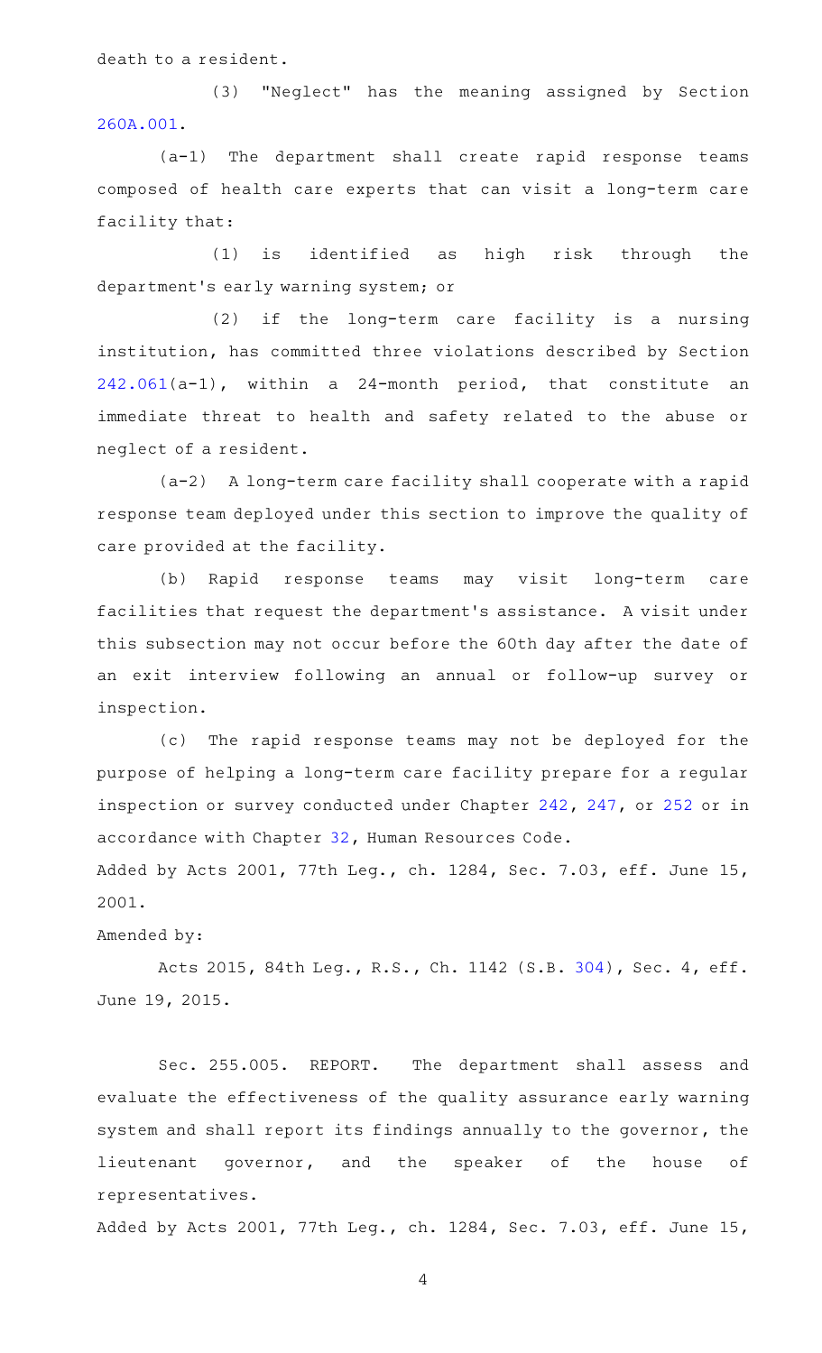death to a resident.

(3) "Neglect" has the meaning assigned by Section 260A.001.

(a-1) The department shall create rapid response teams composed of health care experts that can visit a long-term care facility that:

(1) is identified as high risk through the department's early warning system; or

(2) if the long-term care facility is a nursing institution, has committed three violations described by Section 242.061(a-1), within a 24-month period, that constitute an immediate threat to health and safety related to the abuse or neglect of a resident.

(a-2) A long-term care facility shall cooperate with a rapid response team deployed under this section to improve the quality of care provided at the facility.

(b) Rapid response teams may visit long-term care facilities that request the department's assistance. A visit under this subsection may not occur before the 60th day after the date of an exit interview following an annual or follow-up survey or inspection.

(c) The rapid response teams may not be deployed for the purpose of helping a long-term care facility prepare for a regular inspection or survey conducted under Chapter 242, 247, or 252 or in accordance with Chapter 32, Human Resources Code.

Added by Acts 2001, 77th Leg., ch. 1284, Sec. 7.03, eff. June 15, 2001.

Amended by:

Acts 2015, 84th Leg., R.S., Ch. 1142 (S.B. 304), Sec. 4, eff. June 19, 2015.

Sec. 255.005. REPORT. The department shall assess and evaluate the effectiveness of the quality assurance early warning system and shall report its findings annually to the governor, the lieutenant governor, and the speaker of the house of representatives.

Added by Acts 2001, 77th Leg., ch. 1284, Sec. 7.03, eff. June 15,